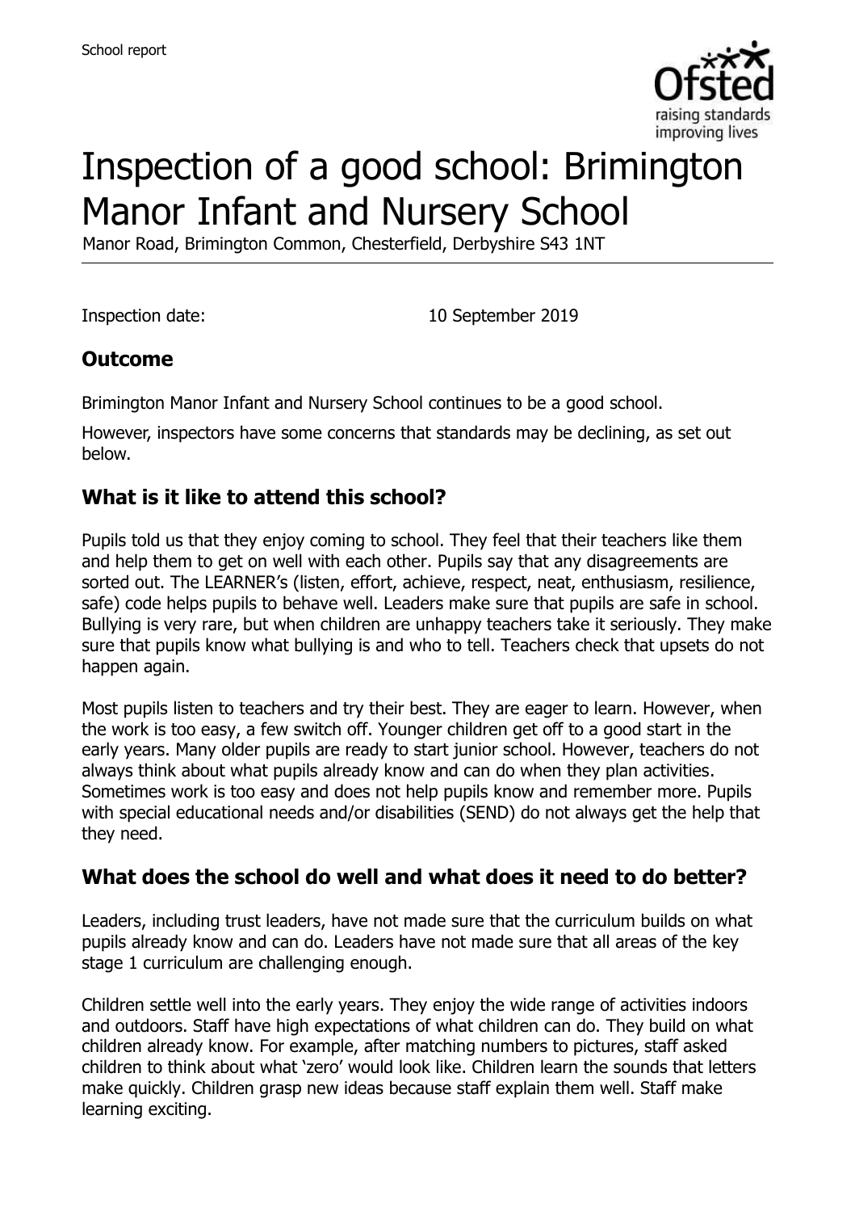School report

# Inspection of a good school: Brimington Manor Infant and Nursery School

Manor Road, Brimington Common, Chesterfield, Derbyshire S43 1NT

Inspection date: 10 September 2019

## Outcome

Brimington Manor Infant and Nursery School continues to be a good school.

However, inspectors have some concerns that standards may be declining, as set out below.

## What is it like to attend this school?

Pupils told us that they enjoy coming to school. They feel that their teachers like them and help them to get on well with each other. Pupils say that any disagreements are sorted out. The LEARNER's (listen, effort, achieve, respect, neat, enthusiasm, resilience, safe) code helps pupils to behave well. Leaders make sure that pupils are safe in school. Bullying is very rare, but when children are unhappy teachers take it seriously. They make sure that pupils know what bullying is and who to tell. Teachers check that upsets do not happen again.

Most pupils listen to teachers and try their best. They are eager to learn. However, when the work is too easy, a few switch off. Younger children get off to a good start in the early years. Many older pupils are ready to start junior school. However, teachers do not always think about what pupils already know and can do when they plan activities. Sometimes work is too easy and does not help pupils know and remember more. Pupils with special educational needs and/or disabilities (SEND) do not always get the help that they need.

## What does the school do well and what does it need to do better?

Leaders, including trust leaders, have not made sure that the curriculum builds on what pupils already know and can do. Leaders have not made sure that all areas of the key stage 1 curriculum are challenging enough.

Children settle well into the early years. They enjoy the wide range of activities indoors and outdoors. Staff have high expectations of what children can do. They build on what children already know. For example, after matching numbers to pictures, staff asked children to think about what 'zero' would look like. Children learn the sounds that letters make quickly. Children grasp new ideas because staff explain them well. Staff make learning exciting.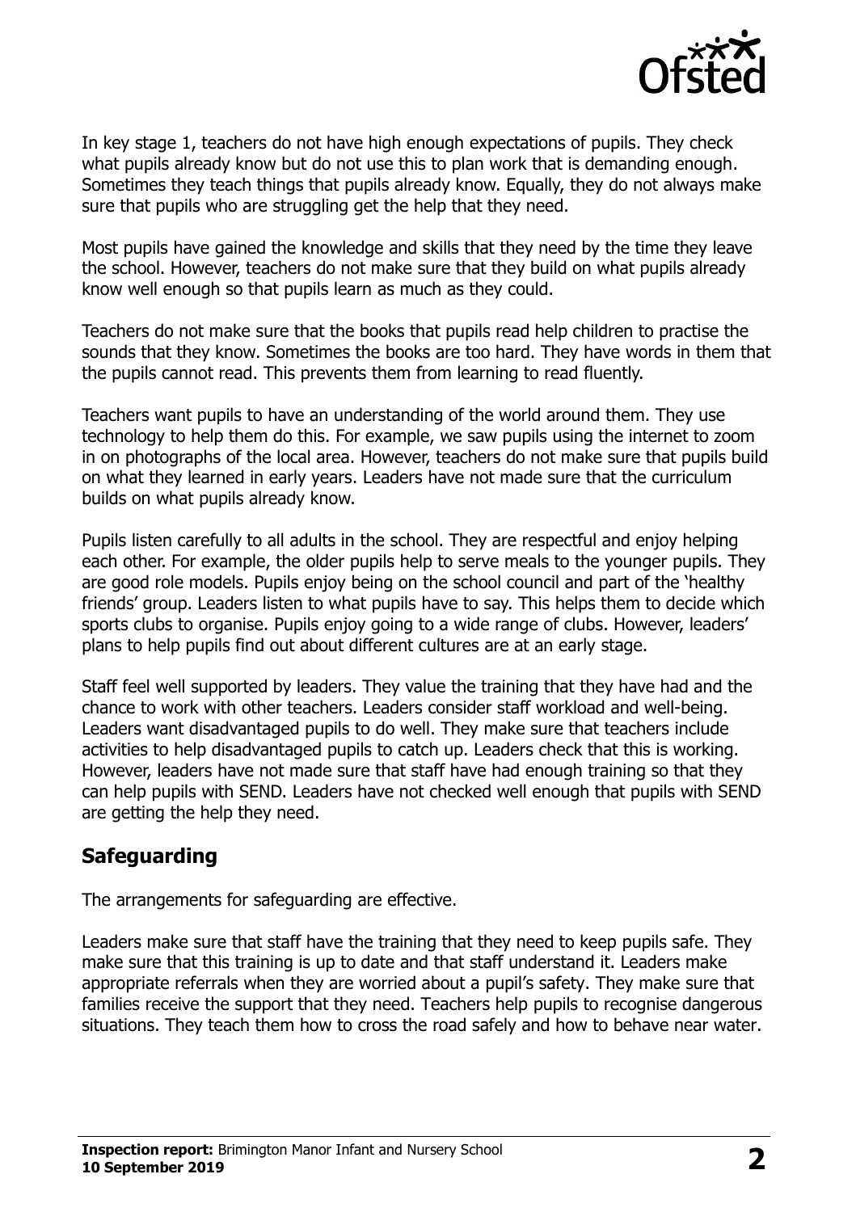In key stage 1, teachers do not have high enough expectations of pupils. They check what pupils already know but do not use this to plan work that is demanding enough. Sometimes they teach things that pupils already know. Equally, they do not always make sure that pupils who are struggling get the help that they need.

Most pupils have gained the knowledge and skills that they need by the time they leave the school. However, teachers do not make sure that they build on what pupils already know well enough so that pupils learn as much as they could.

Teachers do not make sure that the books that pupils read help children to practise the sounds that they know. Sometimes the books are too hard. They have words in them that the pupils cannot read. This prevents them from learning to read fluently.

Teachers want pupils to have an understanding of the world around them. They use technology to help them do this. For example, we saw pupils using the internet to zoom in on photographs of the local area. However, teachers do not make sure that pupils build on what they learned in early years. Leaders have not made sure that the curriculum builds on what pupils already know.

Pupils listen carefully to all adults in the school. They are respectful and enjoy helping each other. For example, the older pupils help to serve meals to the younger pupils. They are good role models. Pupils enjoy being on the school council and part of the 'healthy friends' group. Leaders listen to what pupils have to say. This helps them to decide which sports clubs to organise. Pupils enjoy going to a wide range of clubs. However, leaders' plans to help pupils find out about different cultures are at an early stage.

Staff feel well supported by leaders. They value the training that they have had and the chance to work with other teachers. Leaders consider staff workload and well-being. Leaders want disadvantaged pupils to do well. They make sure that teachers include activities to help disadvantaged pupils to catch up. Leaders check that this is working. However, leaders have not made sure that staff have had enough training so that they can help pupils with SEND. Leaders have not checked well enough that pupils with SEND are getting the help they need.

## Safeguarding

The arrangements for safeguarding are effective.

Leaders make sure that staff have the training that they need to keep pupils safe. They make sure that this training is up to date and that staff understand it. Leaders make appropriate referrals when they are worried about a pupil's safety. They make sure that families receive the support that they need. Teachers help pupils to recognise dangerous situations. They teach them how to cross the road safely and how to behave near water.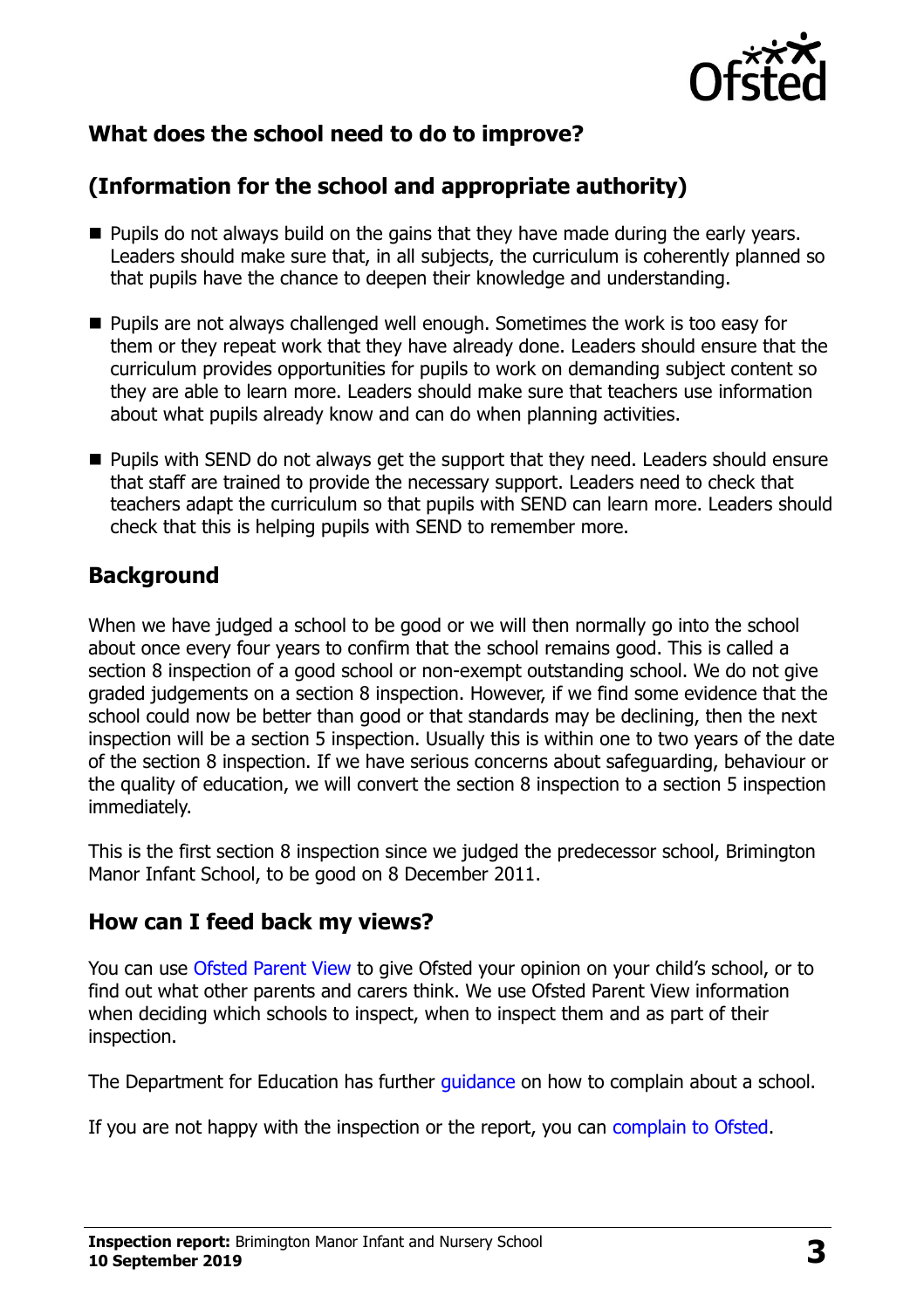## What does the school need to do to improve?

## (Information for the school and appropriate authority)

- Pupils do not always build on the gains that they have made during the early years. Leaders should make sure that, in all subjects, the curriculum is coherently planned so that pupils have the chance to deepen their knowledge and understanding.
- Pupils are not always challenged well enough. Sometimes the work is too easy for them or they repeat work that they have already done. Leaders should ensure that the curriculum provides opportunities for pupils to work on demanding subject content so they are able to learn more. Leaders should make sure that teachers use information about what pupils already know and can do when planning activities.
- Pupils with SEND do not always get the support that they need. Leaders should ensure that staff are trained to provide the necessary support. Leaders need to check that teachers adapt the curriculum so that pupils with SEND can learn more. Leaders should check that this is helping pupils with SEND to remember more.

## Background

When we have judged a school to be good or we will then normally go into the school about once every four years to confirm that the school remains good. This is called a section 8 inspection of a good school or non-exempt outstanding school. We do not give graded judgements on a section 8 inspection. However, if we find some evidence that the school could now be better than good or that standards may be declining, then the next inspection will be a section 5 inspection. Usually this is within one to two years of the date of the section 8 inspection. If we have serious concerns about safeguarding, behaviour or the quality of education, we will convert the section 8 inspection to a section 5 inspection immediately.

This is the first section 8 inspection since we judged the predecessor school, Brimington Manor Infant School, to be good on 8 December 2011.

## How can I feed back my views?

You can use Ofsted Parent View to give Ofsted your opinion on your child's school, or to find out what other parents and carers think. We use Ofsted Parent View information when deciding which schools to inspect, when to inspect them and as part of their inspection.

The Department for Education has further guidance on how to complain about a school.

If you are not happy with the inspection or the report, you can complain to Ofsted.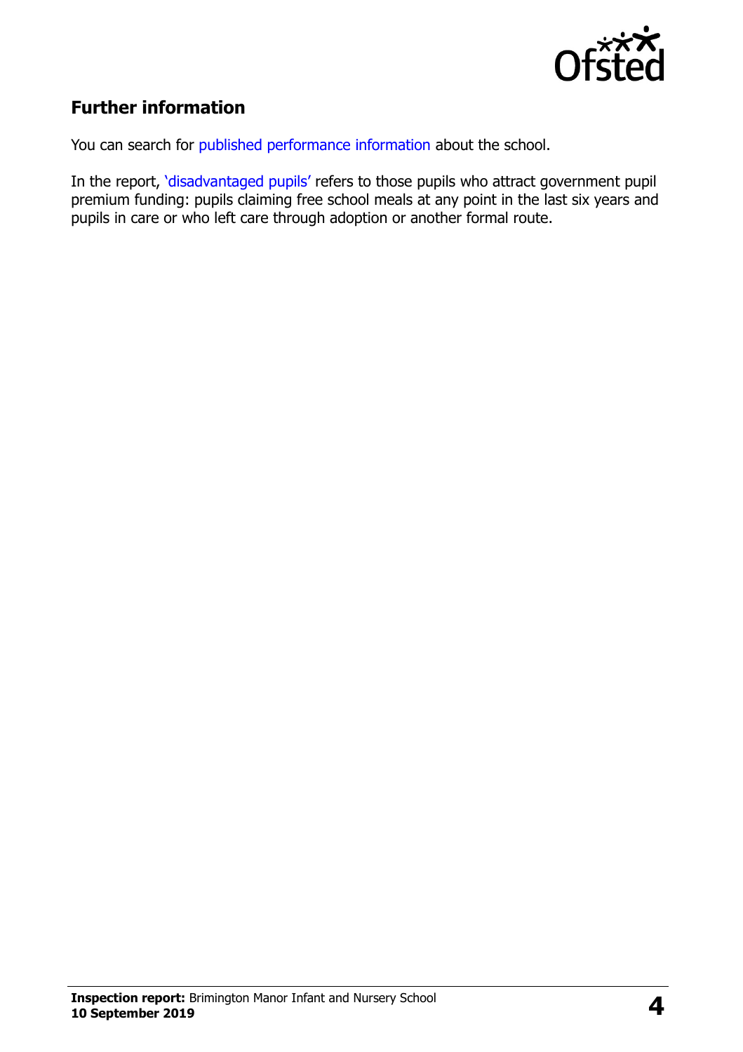## Further information

You can search for published performance information about the school.

In the report, 'disadvantaged pupils' refers to those pupils who attract government pupil premium funding: pupils claiming free school meals at any point in the last six years and pupils in care or who left care through adoption or another formal route.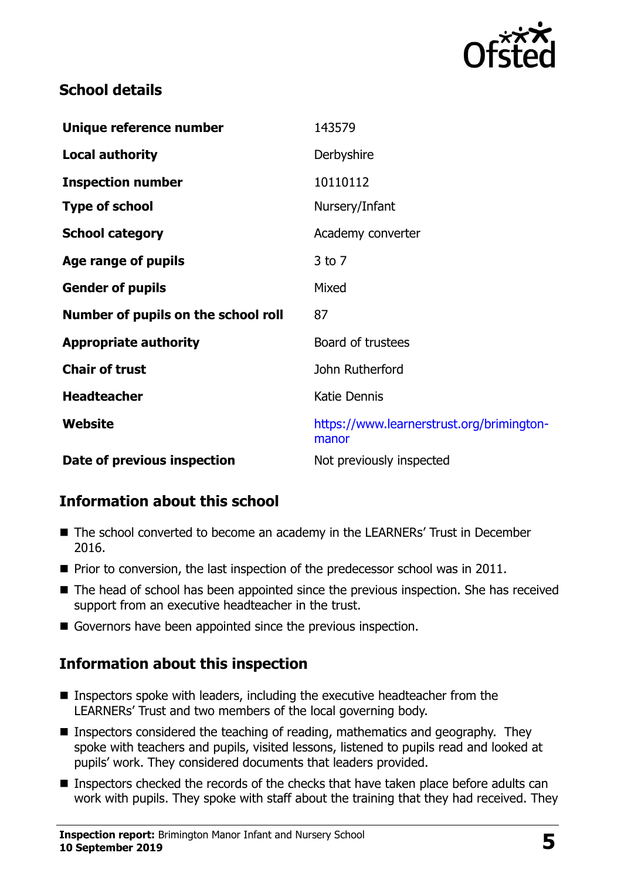## School details

| | |
|---|---|
| **Unique reference number** | 143579 |
| **Local authority** | Derbyshire |
| **Inspection number** | 10110112 |
| **Type of school** | Nursery/Infant |
| **School category** | Academy converter |
| **Age range of pupils** | 3 to 7 |
| **Gender of pupils** | Mixed |
| **Number of pupils on the school roll** | 87 |
| **Appropriate authority** | Board of trustees |
| **Chair of trust** | John Rutherford |
| **Headteacher** | Katie Dennis |
| **Website** | https://www.learnerstrust.org/brimington-manor |
| **Date of previous inspection** | Not previously inspected |

## Information about this school

- The school converted to become an academy in the LEARNERs' Trust in December 2016.
- Prior to conversion, the last inspection of the predecessor school was in 2011.
- The head of school has been appointed since the previous inspection. She has received support from an executive headteacher in the trust.
- Governors have been appointed since the previous inspection.

## Information about this inspection

- Inspectors spoke with leaders, including the executive headteacher from the LEARNERs' Trust and two members of the local governing body.
- Inspectors considered the teaching of reading, mathematics and geography. They spoke with teachers and pupils, visited lessons, listened to pupils read and looked at pupils' work. They considered documents that leaders provided.
- Inspectors checked the records of the checks that have taken place before adults can work with pupils. They spoke with staff about the training that they had received. They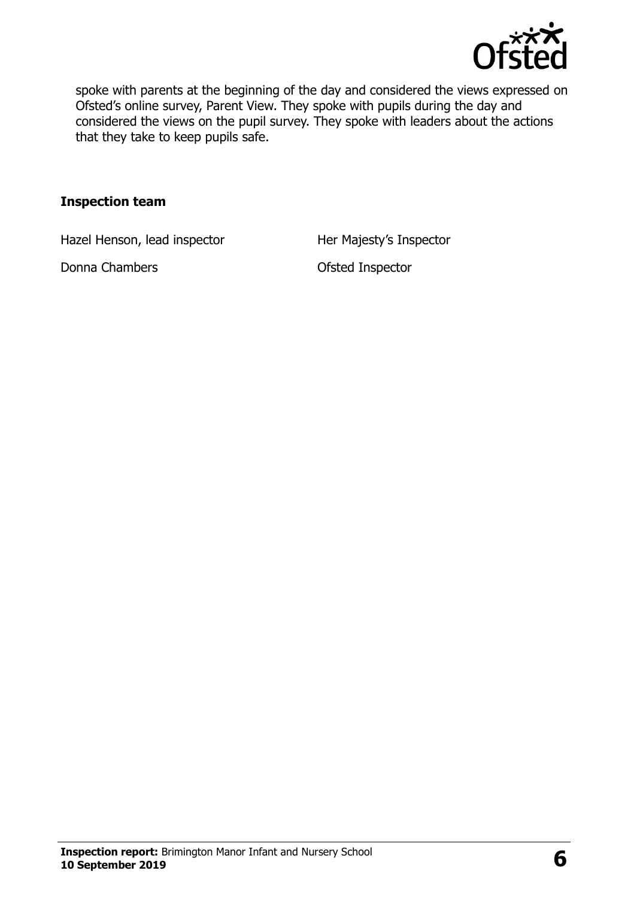spoke with parents at the beginning of the day and considered the views expressed on Ofsted's online survey, Parent View. They spoke with pupils during the day and considered the views on the pupil survey. They spoke with leaders about the actions that they take to keep pupils safe.

## Inspection team

| | |
|---|---|
| Hazel Henson, lead inspector | Her Majesty's Inspector |
| Donna Chambers | Ofsted Inspector |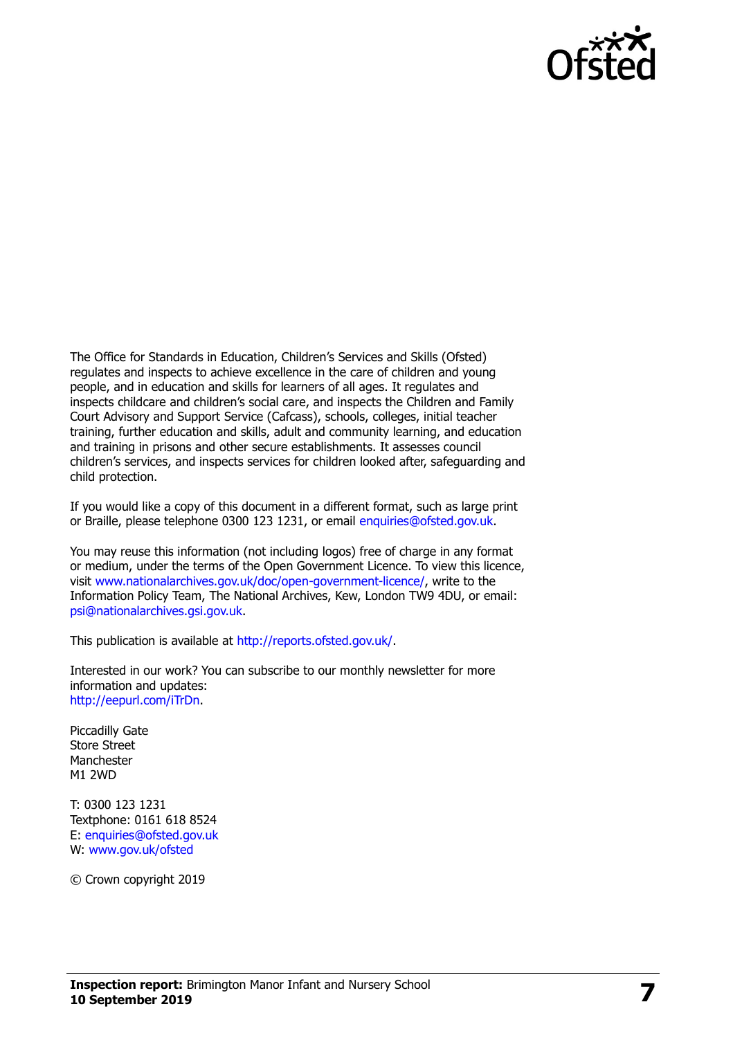The Office for Standards in Education, Children's Services and Skills (Ofsted) regulates and inspects to achieve excellence in the care of children and young people, and in education and skills for learners of all ages. It regulates and inspects childcare and children's social care, and inspects the Children and Family Court Advisory and Support Service (Cafcass), schools, colleges, initial teacher training, further education and skills, adult and community learning, and education and training in prisons and other secure establishments. It assesses council children's services, and inspects services for children looked after, safeguarding and child protection.

If you would like a copy of this document in a different format, such as large print or Braille, please telephone 0300 123 1231, or email enquiries@ofsted.gov.uk.

You may reuse this information (not including logos) free of charge in any format or medium, under the terms of the Open Government Licence. To view this licence, visit www.nationalarchives.gov.uk/doc/open-government-licence/, write to the Information Policy Team, The National Archives, Kew, London TW9 4DU, or email: psi@nationalarchives.gsi.gov.uk.

This publication is available at http://reports.ofsted.gov.uk/.

Interested in our work? You can subscribe to our monthly newsletter for more information and updates:
http://eepurl.com/iTrDn.

Piccadilly Gate
Store Street
Manchester
M1 2WD

T: 0300 123 1231
Textphone: 0161 618 8524
E: enquiries@ofsted.gov.uk
W: www.gov.uk/ofsted

© Crown copyright 2019